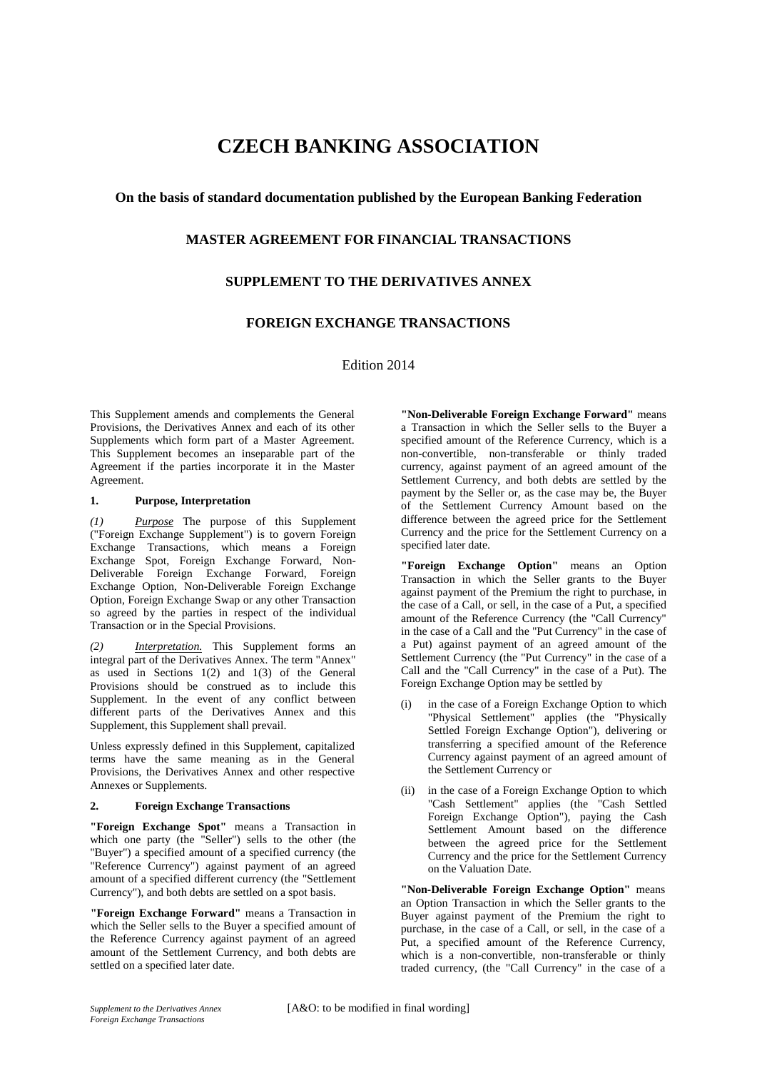# CZECH BANKING ASSOCIATION

### On the basis of standard documentation published by the European Banking Federation

### MASTER AGREEMENT FOR FINANCIAL TRANSACTIONS

### SUPPLEMENT TO THE DERIVATIVES ANNEX

### FOREIGN EXCHANGE TRANSACTIONS

Edition 2014

This Supplement amends and complements the General Provisions, the Derivatives Annex and each of its other Supplements which form part of a Master Agreement. This Supplement becomes an inseparable part of the Agreement if the parties incorporate it in the Master Agreement.

**1. Purpose, Interpretation**

*(1) Purpose* The purpose of this Supplement ("Foreign Exchange Supplement") is to govern Foreign Exchange Transactions, which means a Foreign Exchange Spot, Foreign Exchange Forward, Non-Deliverable Foreign Exchange Forward, Foreign Exchange Option, Non-Deliverable Foreign Exchange Option, Foreign Exchange Swap or any other Transaction so agreed by the parties in respect of the individual Transaction or in the Special Provisions.

*(2) Interpretation.* This Supplement forms an integral part of the Derivatives Annex. The term "Annex" as used in Sections 1(2) and 1(3) of the General Provisions should be construed as to include this Supplement. In the event of any conflict between different parts of the Derivatives Annex and this Supplement, this Supplement shall prevail.

Unless expressly defined in this Supplement, capitalized terms have the same meaning as in the General Provisions, the Derivatives Annex and other respective Annexes or Supplements.

**2. Foreign Exchange Transactions**

**"Foreign Exchange Spot"** means a Transaction in which one party (the "Seller") sells to the other (the "Buyer") a specified amount of a specified currency (the "Reference Currency") against payment of an agreed amount of a specified different currency (the "Settlement Currency"), and both debts are settled on a spot basis.

**"Foreign Exchange Forward"** means a Transaction in which the Seller sells to the Buyer a specified amount of the Reference Currency against payment of an agreed amount of the Settlement Currency, and both debts are settled on a specified later date.

**"Non-Deliverable Foreign Exchange Forward"** means a Transaction in which the Seller sells to the Buyer a specified amount of the Reference Currency, which is a non-convertible, non-transferable or thinly traded currency, against payment of an agreed amount of the Settlement Currency, and both debts are settled by the payment by the Seller or, as the case may be, the Buyer of the Settlement Currency Amount based on the difference between the agreed price for the Settlement Currency and the price for the Settlement Currency on a specified later date.

**"Foreign Exchange Option"** means an Option Transaction in which the Seller grants to the Buyer against payment of the Premium the right to purchase, in the case of a Call, or sell, in the case of a Put, a specified amount of the Reference Currency (the "Call Currency" in the case of a Call and the "Put Currency" in the case of a Put) against payment of an agreed amount of the Settlement Currency (the "Put Currency" in the case of a Call and the "Call Currency" in the case of a Put). The Foreign Exchange Option may be settled by

(i) in the case of a Foreign Exchange Option to which "Physical Settlement" applies (the "Physically Settled Foreign Exchange Option"), delivering or transferring a specified amount of the Reference Currency against payment of an agreed amount of the Settlement Currency or

(ii) in the case of a Foreign Exchange Option to which "Cash Settlement" applies (the "Cash Settled Foreign Exchange Option"), paying the Cash Settlement Amount based on the difference between the agreed price for the Settlement Currency and the price for the Settlement Currency on the Valuation Date.

**"Non-Deliverable Foreign Exchange Option"** means an Option Transaction in which the Seller grants to the Buyer against payment of the Premium the right to purchase, in the case of a Call, or sell, in the case of a Put, a specified amount of the Reference Currency, which is a non-convertible, non-transferable or thinly traded currency, (the "Call Currency" in the case of a

[A&O: to be modified in final wording]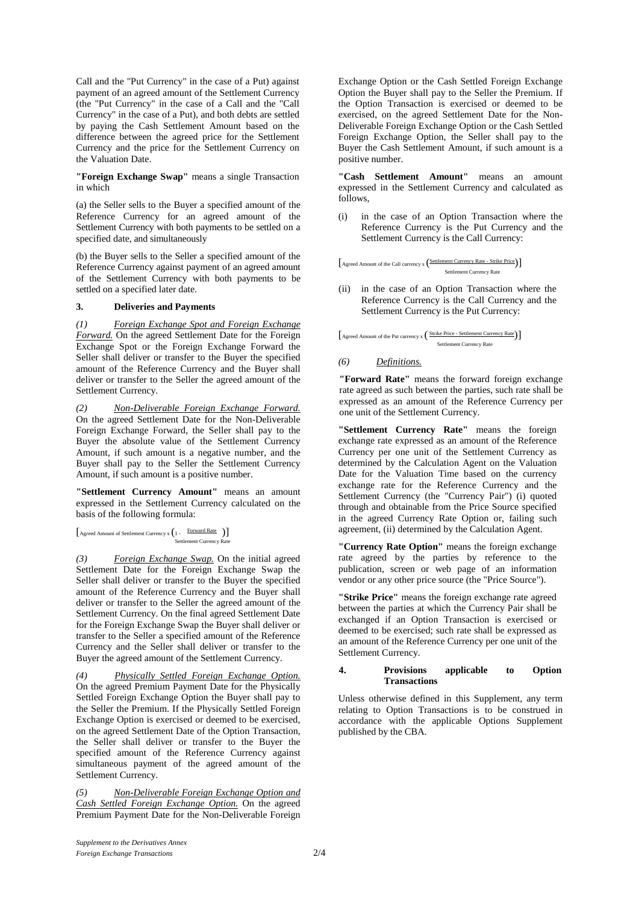Call and the "Put Currency" in the case of a Put) against payment of an agreed amount of the Settlement Currency (the "Put Currency" in the case of a Call and the "Call Currency" in the case of a Put), and both debts are settled by paying the Cash Settlement Amount based on the difference between the agreed price for the Settlement Currency and the price for the Settlement Currency on the Valuation Date.

**"Foreign Exchange Swap"** means a single Transaction in which

(a) the Seller sells to the Buyer a specified amount of the Reference Currency for an agreed amount of the Settlement Currency with both payments to be settled on a specified date, and simultaneously

(b) the Buyer sells to the Seller a specified amount of the Reference Currency against payment of an agreed amount of the Settlement Currency with both payments to be settled on a specified later date.

### 3. Deliveries and Payments

*(1)* *Foreign Exchange Spot and Foreign Exchange Forward.* On the agreed Settlement Date for the Foreign Exchange Spot or the Foreign Exchange Forward the Seller shall deliver or transfer to the Buyer the specified amount of the Reference Currency and the Buyer shall deliver or transfer to the Seller the agreed amount of the Settlement Currency.

*(2)* *Non-Deliverable Foreign Exchange Forward.* On the agreed Settlement Date for the Non-Deliverable Foreign Exchange Forward, the Seller shall pay to the Buyer the absolute value of the Settlement Currency Amount, if such amount is a negative number, and the Buyer shall pay to the Seller the Settlement Currency Amount, if such amount is a positive number.

**"Settlement Currency Amount"** means an amount expressed in the Settlement Currency calculated on the basis of the following formula:

$$\left[\text{Agreed Amount of Settlement Currency} \times \left(1 - \frac{\text{Forward Rate}}{\text{Settlement Currency Rate}}\right)\right]$$

*(3)* *Foreign Exchange Swap.* On the initial agreed Settlement Date for the Foreign Exchange Swap the Seller shall deliver or transfer to the Buyer the specified amount of the Reference Currency and the Buyer shall deliver or transfer to the Seller the agreed amount of the Settlement Currency. On the final agreed Settlement Date for the Foreign Exchange Swap the Buyer shall deliver or transfer to the Seller a specified amount of the Reference Currency and the Seller shall deliver or transfer to the Buyer the agreed amount of the Settlement Currency.

*(4)* *Physically Settled Foreign Exchange Option.* On the agreed Premium Payment Date for the Physically Settled Foreign Exchange Option the Buyer shall pay to the Seller the Premium. If the Physically Settled Foreign Exchange Option is exercised or deemed to be exercised, on the agreed Settlement Date of the Option Transaction, the Seller shall deliver or transfer to the Buyer the specified amount of the Reference Currency against simultaneous payment of the agreed amount of the Settlement Currency.

*(5)* *Non-Deliverable Foreign Exchange Option and Cash Settled Foreign Exchange Option.* On the agreed Premium Payment Date for the Non-Deliverable Foreign Exchange Option or the Cash Settled Foreign Exchange Option the Buyer shall pay to the Seller the Premium. If the Option Transaction is exercised or deemed to be exercised, on the agreed Settlement Date for the Non-Deliverable Foreign Exchange Option or the Cash Settled Foreign Exchange Option, the Seller shall pay to the Buyer the Cash Settlement Amount, if such amount is a positive number.

**"Cash Settlement Amount"** means an amount expressed in the Settlement Currency and calculated as follows,

(i) in the case of an Option Transaction where the Reference Currency is the Put Currency and the Settlement Currency is the Call Currency:

$$\left[\text{Agreed Amount of the Call currency} \times \left(\frac{\text{Settlement Currency Rate - Strike Price}}{\text{Settlement Currency Rate}}\right)\right]$$

(ii) in the case of an Option Transaction where the Reference Currency is the Call Currency and the Settlement Currency is the Put Currency:

$$\left[\text{Agreed Amount of the Put currency} \times \left(\frac{\text{Strike Price - Settlement Currency Rate}}{\text{Settlement Currency Rate}}\right)\right]$$

*(6)* *Definitions.*

**"Forward Rate"** means the forward foreign exchange rate agreed as such between the parties, such rate shall be expressed as an amount of the Reference Currency per one unit of the Settlement Currency.

**"Settlement Currency Rate"** means the foreign exchange rate expressed as an amount of the Reference Currency per one unit of the Settlement Currency as determined by the Calculation Agent on the Valuation Date for the Valuation Time based on the currency exchange rate for the Reference Currency and the Settlement Currency (the "Currency Pair") (i) quoted through and obtainable from the Price Source specified in the agreed Currency Rate Option or, failing such agreement, (ii) determined by the Calculation Agent.

**"Currency Rate Option"** means the foreign exchange rate agreed by the parties by reference to the publication, screen or web page of an information vendor or any other price source (the "Price Source").

**"Strike Price"** means the foreign exchange rate agreed between the parties at which the Currency Pair shall be exchanged if an Option Transaction is exercised or deemed to be exercised; such rate shall be expressed as an amount of the Reference Currency per one unit of the Settlement Currency.

### 4. Provisions applicable to Option Transactions

Unless otherwise defined in this Supplement, any term relating to Option Transactions is to be construed in accordance with the applicable Options Supplement published by the CBA.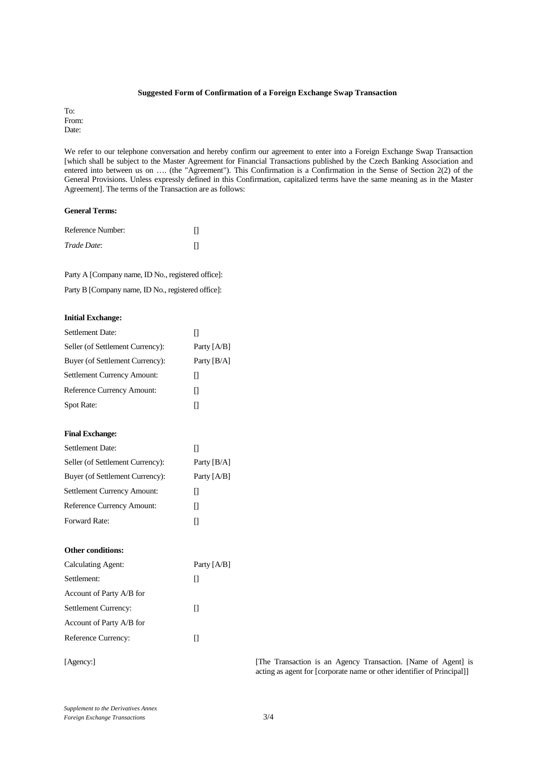**Suggested Form of Confirmation of a Foreign Exchange Swap Transaction**

To:
From:
Date:

We refer to our telephone conversation and hereby confirm our agreement to enter into a Foreign Exchange Swap Transaction [which shall be subject to the Master Agreement for Financial Transactions published by the Czech Banking Association and entered into between us on …. (the "Agreement"). This Confirmation is a Confirmation in the Sense of Section 2(2) of the General Provisions. Unless expressly defined in this Confirmation, capitalized terms have the same meaning as in the Master Agreement]. The terms of the Transaction are as follows:

**General Terms:**

| | |
|---|---|
| Reference Number: | [] |
| *Trade Date*: | [] |

Party A [Company name, ID No., registered office]:

Party B [Company name, ID No., registered office]:

**Initial Exchange:**

| | |
|---|---|
| Settlement Date: | [] |
| Seller (of Settlement Currency): | Party [A/B] |
| Buyer (of Settlement Currency): | Party [B/A] |
| Settlement Currency Amount: | [] |
| Reference Currency Amount: | [] |
| Spot Rate: | [] |

**Final Exchange:**

| | |
|---|---|
| Settlement Date: | [] |
| Seller (of Settlement Currency): | Party [B/A] |
| Buyer (of Settlement Currency): | Party [A/B] |
| Settlement Currency Amount: | [] |
| Reference Currency Amount: | [] |
| Forward Rate: | [] |

**Other conditions:**

| | |
|---|---|
| Calculating Agent: | Party [A/B] |
| Settlement: | [] |
| Account of Party A/B for Settlement Currency: | [] |
| Account of Party A/B for Reference Currency: | [] |

[Agency:] [The Transaction is an Agency Transaction. [Name of Agent] is acting as agent for [corporate name or other identifier of Principal]]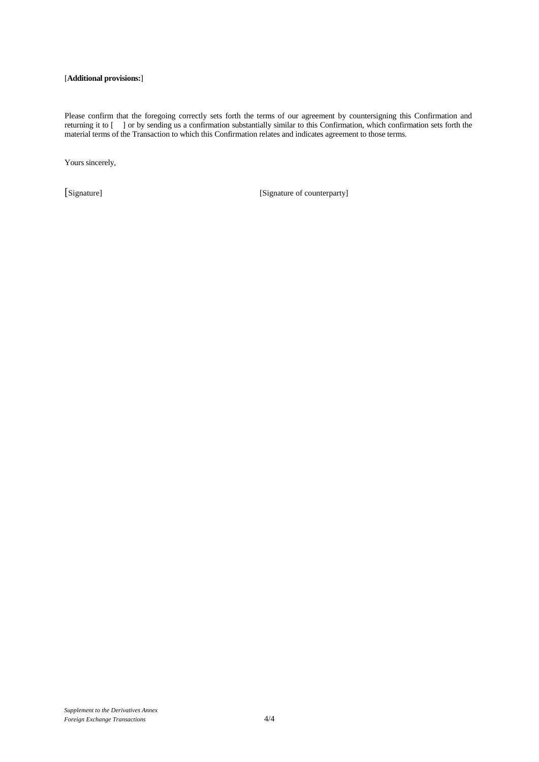[**Additional provisions:**]

Please confirm that the foregoing correctly sets forth the terms of our agreement by countersigning this Confirmation and returning it to [ ] or by sending us a confirmation substantially similar to this Confirmation, which confirmation sets forth the material terms of the Transaction to which this Confirmation relates and indicates agreement to those terms.

Yours sincerely,

[Signature] [Signature of counterparty]